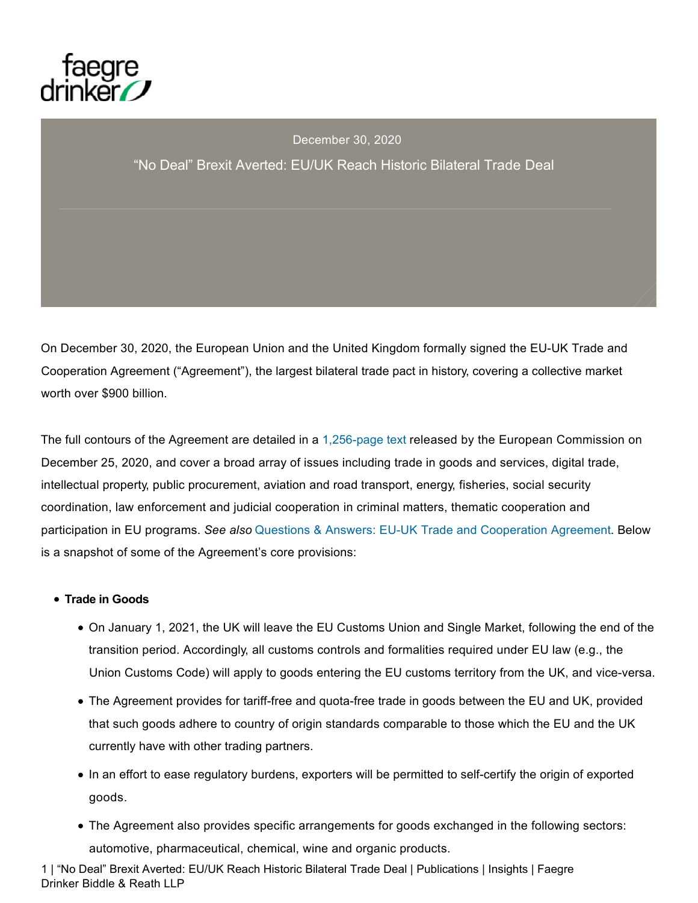December 30, 2020

# "No Deal" Brexit Averted: EU/UK Reach Historic Bilateral Trade Deal

On December 30, 2020, the European Union and the United Kingdom formally signed the EU-UK Trade and Cooperation Agreement ("Agreement"), the largest bilateral trade pact in history, covering a collective market worth over $900 billion.

The full contours of the Agreement are detailed in a 1,256-page text released by the European Commission on December 25, 2020, and cover a broad array of issues including trade in goods and services, digital trade, intellectual property, public procurement, aviation and road transport, energy, fisheries, social security coordination, law enforcement and judicial cooperation in criminal matters, thematic cooperation and participation in EU programs. *See also* Questions & Answers: EU-UK Trade and Cooperation Agreement. Below is a snapshot of some of the Agreement's core provisions:

- **Trade in Goods**
  - On January 1, 2021, the UK will leave the EU Customs Union and Single Market, following the end of the transition period. Accordingly, all customs controls and formalities required under EU law (e.g., the Union Customs Code) will apply to goods entering the EU customs territory from the UK, and vice-versa.
  - The Agreement provides for tariff-free and quota-free trade in goods between the EU and UK, provided that such goods adhere to country of origin standards comparable to those which the EU and the UK currently have with other trading partners.
  - In an effort to ease regulatory burdens, exporters will be permitted to self-certify the origin of exported goods.
  - The Agreement also provides specific arrangements for goods exchanged in the following sectors: automotive, pharmaceutical, chemical, wine and organic products.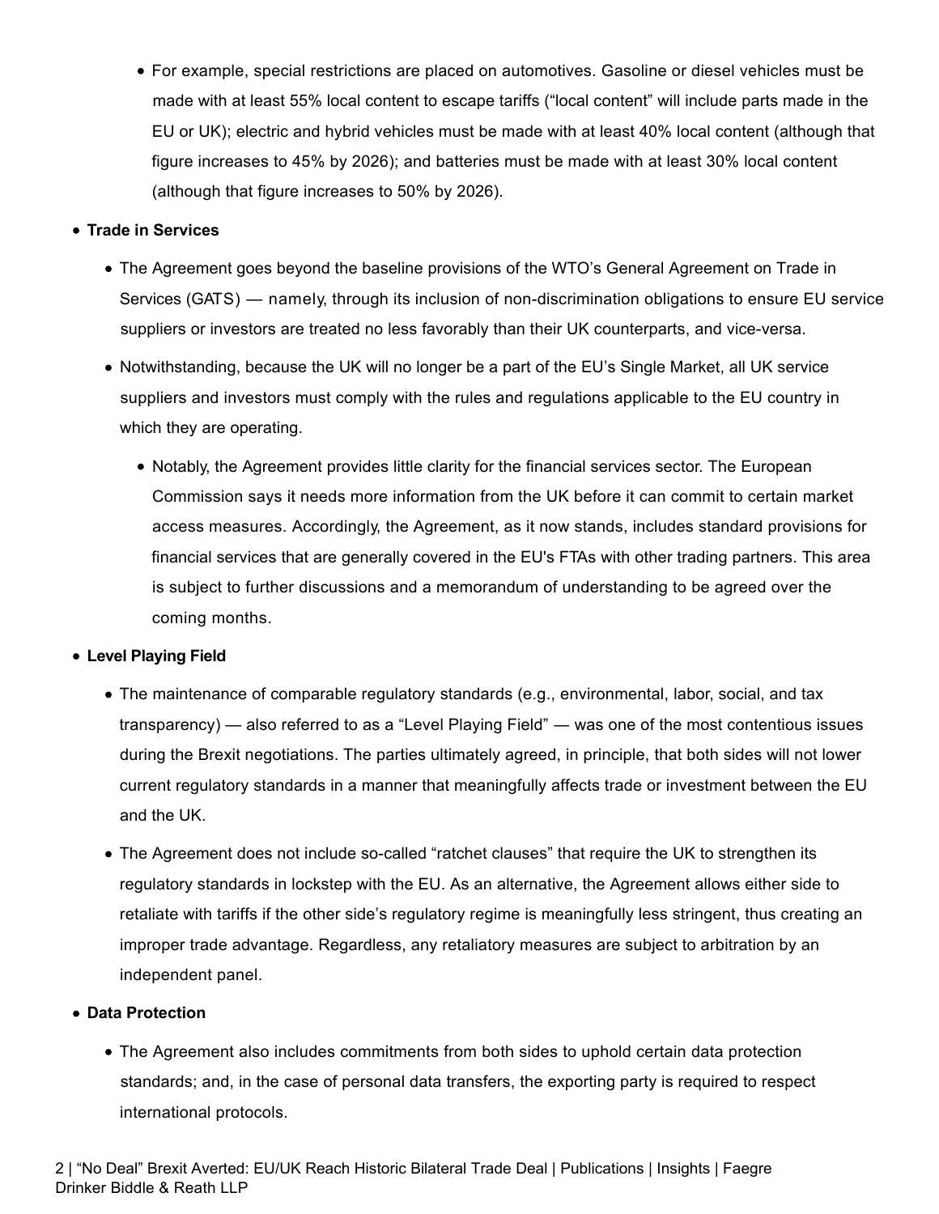- For example, special restrictions are placed on automotives. Gasoline or diesel vehicles must be made with at least 55% local content to escape tariffs ("local content" will include parts made in the EU or UK); electric and hybrid vehicles must be made with at least 40% local content (although that figure increases to 45% by 2026); and batteries must be made with at least 30% local content (although that figure increases to 50% by 2026).

- **Trade in Services**
  - The Agreement goes beyond the baseline provisions of the WTO's General Agreement on Trade in Services (GATS) — namely, through its inclusion of non-discrimination obligations to ensure EU service suppliers or investors are treated no less favorably than their UK counterparts, and vice-versa.
  - Notwithstanding, because the UK will no longer be a part of the EU's Single Market, all UK service suppliers and investors must comply with the rules and regulations applicable to the EU country in which they are operating.
    - Notably, the Agreement provides little clarity for the financial services sector. The European Commission says it needs more information from the UK before it can commit to certain market access measures. Accordingly, the Agreement, as it now stands, includes standard provisions for financial services that are generally covered in the EU's FTAs with other trading partners. This area is subject to further discussions and a memorandum of understanding to be agreed over the coming months.

- **Level Playing Field**
  - The maintenance of comparable regulatory standards (e.g., environmental, labor, social, and tax transparency) — also referred to as a "Level Playing Field" — was one of the most contentious issues during the Brexit negotiations. The parties ultimately agreed, in principle, that both sides will not lower current regulatory standards in a manner that meaningfully affects trade or investment between the EU and the UK.
  - The Agreement does not include so-called "ratchet clauses" that require the UK to strengthen its regulatory standards in lockstep with the EU. As an alternative, the Agreement allows either side to retaliate with tariffs if the other side's regulatory regime is meaningfully less stringent, thus creating an improper trade advantage. Regardless, any retaliatory measures are subject to arbitration by an independent panel.

- **Data Protection**
  - The Agreement also includes commitments from both sides to uphold certain data protection standards; and, in the case of personal data transfers, the exporting party is required to respect international protocols.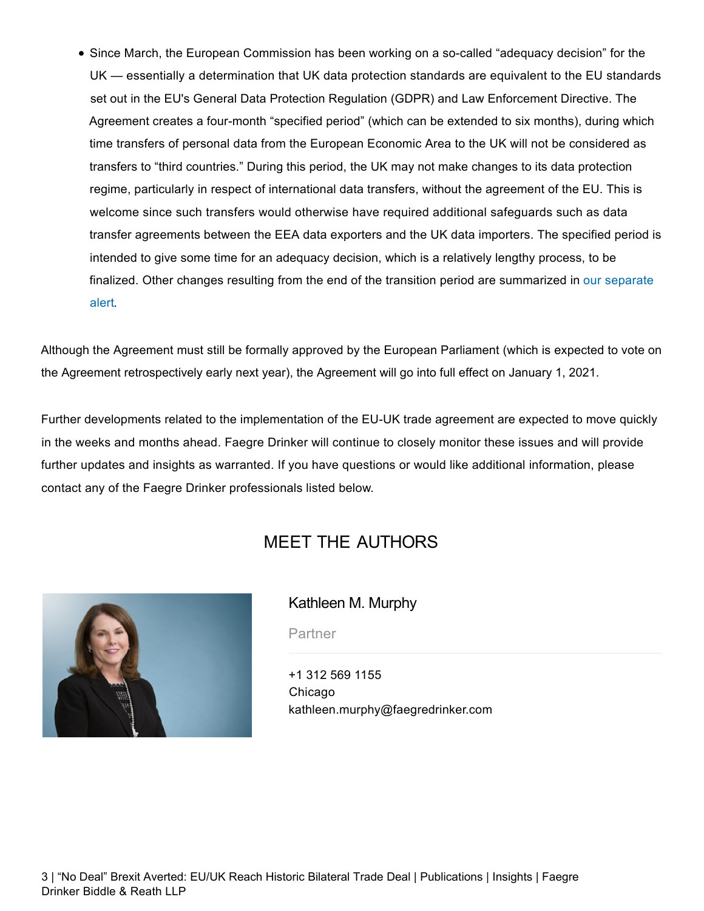- Since March, the European Commission has been working on a so-called "adequacy decision" for the UK — essentially a determination that UK data protection standards are equivalent to the EU standards set out in the EU's General Data Protection Regulation (GDPR) and Law Enforcement Directive. The Agreement creates a four-month "specified period" (which can be extended to six months), during which time transfers of personal data from the European Economic Area to the UK will not be considered as transfers to "third countries." During this period, the UK may not make changes to its data protection regime, particularly in respect of international data transfers, without the agreement of the EU. This is welcome since such transfers would otherwise have required additional safeguards such as data transfer agreements between the EEA data exporters and the UK data importers. The specified period is intended to give some time for an adequacy decision, which is a relatively lengthy process, to be finalized. Other changes resulting from the end of the transition period are summarized in our separate alert.

Although the Agreement must still be formally approved by the European Parliament (which is expected to vote on the Agreement retrospectively early next year), the Agreement will go into full effect on January 1, 2021.

Further developments related to the implementation of the EU-UK trade agreement are expected to move quickly in the weeks and months ahead. Faegre Drinker will continue to closely monitor these issues and will provide further updates and insights as warranted. If you have questions or would like additional information, please contact any of the Faegre Drinker professionals listed below.

## MEET THE AUTHORS

### Kathleen M. Murphy

Partner

+1 312 569 1155
Chicago
kathleen.murphy@faegredrinker.com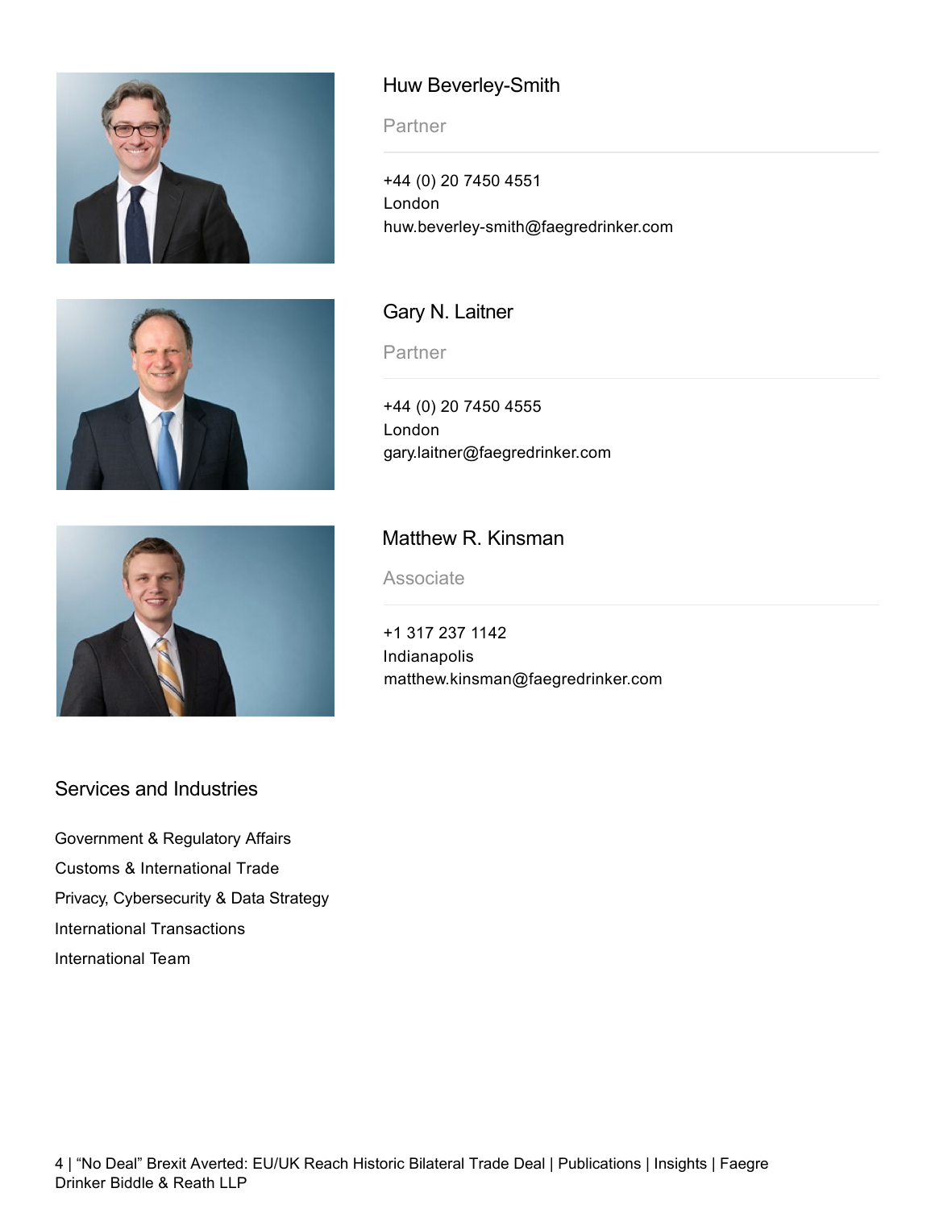Huw Beverley-Smith

Partner

+44 (0) 20 7450 4551
London
huw.beverley-smith@faegredrinker.com

Gary N. Laitner

Partner

+44 (0) 20 7450 4555
London
gary.laitner@faegredrinker.com

Matthew R. Kinsman

Associate

+1 317 237 1142
Indianapolis
matthew.kinsman@faegredrinker.com

## Services and Industries

Government & Regulatory Affairs
Customs & International Trade
Privacy, Cybersecurity & Data Strategy
International Transactions
International Team